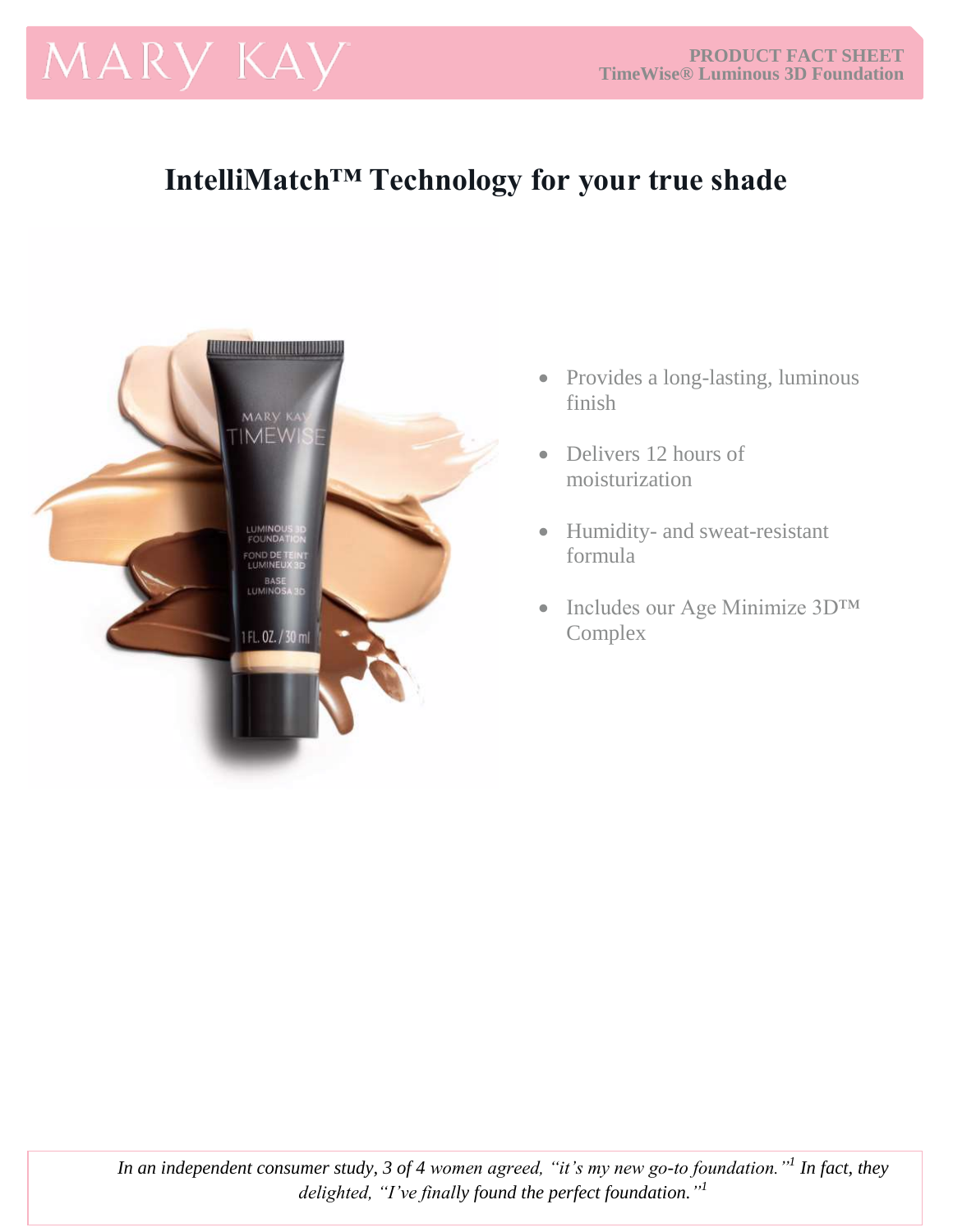MARY KAY

**PRODUCT FACT SHEET**
**TimeWise® Luminous 3D Foundation**

# IntelliMatch™ Technology for your true shade

- Provides a long-lasting, luminous finish
- Delivers 12 hours of moisturization
- Humidity- and sweat-resistant formula
- Includes our Age Minimize 3D™ Complex

*In an independent consumer study, 3 of 4 women agreed, "it's my new go-to foundation."[1] In fact, they delighted, "I've finally found the perfect foundation."[1]*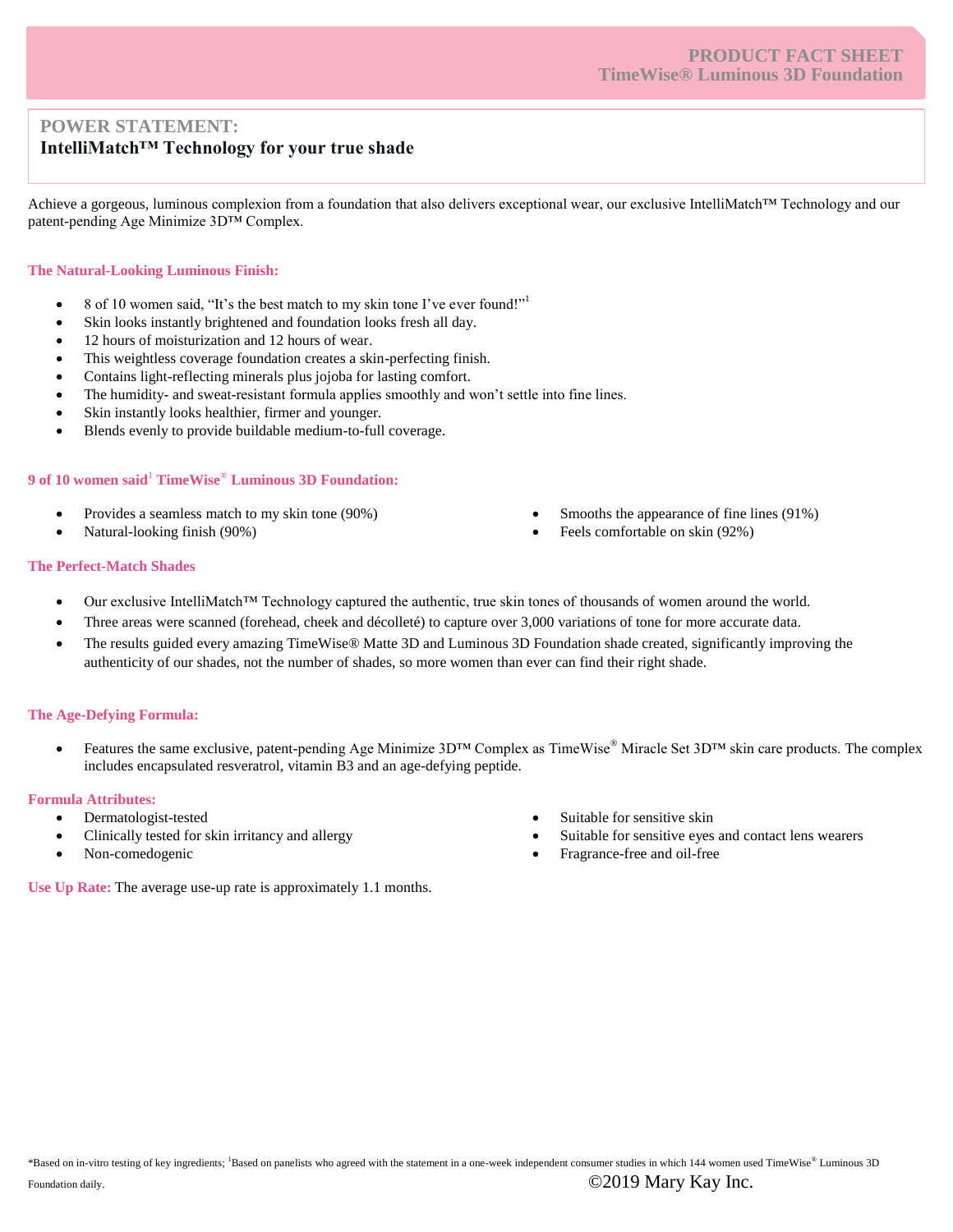# PRODUCT FACT SHEET
## TimeWise® Luminous 3D Foundation

### POWER STATEMENT:
**IntelliMatch™ Technology for your true shade**

Achieve a gorgeous, luminous complexion from a foundation that also delivers exceptional wear, our exclusive IntelliMatch™ Technology and our patent-pending Age Minimize 3D™ Complex.

### The Natural-Looking Luminous Finish:

- 8 of 10 women said, "It's the best match to my skin tone I've ever found!"[1]
- Skin looks instantly brightened and foundation looks fresh all day.
- 12 hours of moisturization and 12 hours of wear.
- This weightless coverage foundation creates a skin-perfecting finish.
- Contains light-reflecting minerals plus jojoba for lasting comfort.
- The humidity- and sweat-resistant formula applies smoothly and won't settle into fine lines.
- Skin instantly looks healthier, firmer and younger.
- Blends evenly to provide buildable medium-to-full coverage.

### 9 of 10 women said[1] TimeWise® Luminous 3D Foundation:

- Provides a seamless match to my skin tone (90%)
- Natural-looking finish (90%)
- Smooths the appearance of fine lines (91%)
- Feels comfortable on skin (92%)

### The Perfect-Match Shades

- Our exclusive IntelliMatch™ Technology captured the authentic, true skin tones of thousands of women around the world.
- Three areas were scanned (forehead, cheek and décolleté) to capture over 3,000 variations of tone for more accurate data.
- The results guided every amazing TimeWise® Matte 3D and Luminous 3D Foundation shade created, significantly improving the authenticity of our shades, not the number of shades, so more women than ever can find their right shade.

### The Age-Defying Formula:

- Features the same exclusive, patent-pending Age Minimize 3D™ Complex as TimeWise® Miracle Set 3D™ skin care products. The complex includes encapsulated resveratrol, vitamin B3 and an age-defying peptide.

### Formula Attributes:

- Dermatologist-tested
- Clinically tested for skin irritancy and allergy
- Non-comedogenic
- Suitable for sensitive skin
- Suitable for sensitive eyes and contact lens wearers
- Fragrance-free and oil-free

**Use Up Rate:** The average use-up rate is approximately 1.1 months.

*Based on in-vitro testing of key ingredients; [1]Based on panelists who agreed with the statement in a one-week independent consumer studies in which 144 women used TimeWise® Luminous 3D Foundation daily.

©2019 Mary Kay Inc.